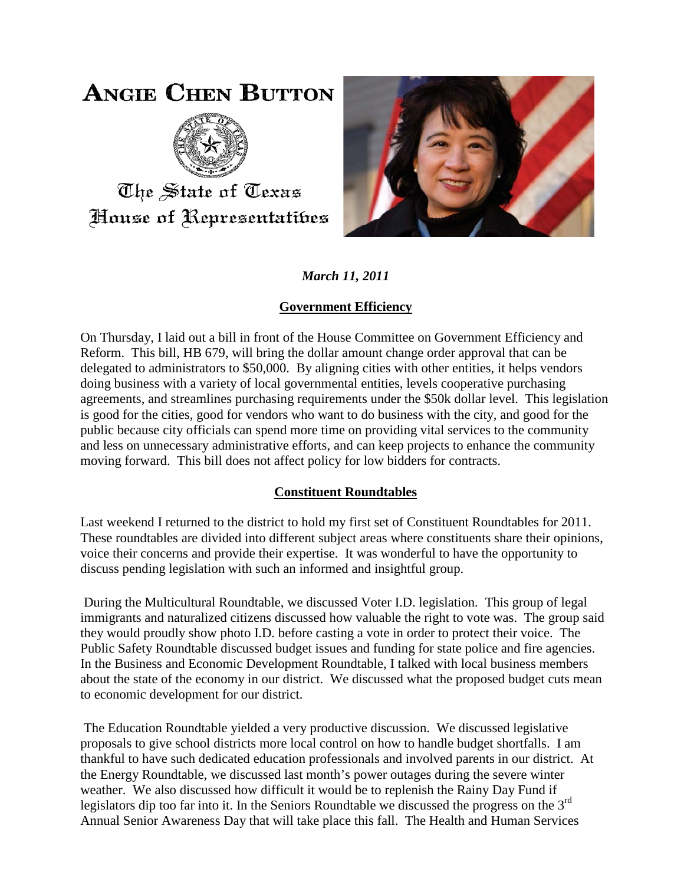# Angie Chen Button

The State of Texas
House of Representatives

*March 11, 2011*

## Government Efficiency

On Thursday, I laid out a bill in front of the House Committee on Government Efficiency and Reform. This bill, HB 679, will bring the dollar amount change order approval that can be delegated to administrators to \$50,000. By aligning cities with other entities, it helps vendors doing business with a variety of local governmental entities, levels cooperative purchasing agreements, and streamlines purchasing requirements under the \$50k dollar level. This legislation is good for the cities, good for vendors who want to do business with the city, and good for the public because city officials can spend more time on providing vital services to the community and less on unnecessary administrative efforts, and can keep projects to enhance the community moving forward. This bill does not affect policy for low bidders for contracts.

## Constituent Roundtables

Last weekend I returned to the district to hold my first set of Constituent Roundtables for 2011. These roundtables are divided into different subject areas where constituents share their opinions, voice their concerns and provide their expertise. It was wonderful to have the opportunity to discuss pending legislation with such an informed and insightful group.

During the Multicultural Roundtable, we discussed Voter I.D. legislation. This group of legal immigrants and naturalized citizens discussed how valuable the right to vote was. The group said they would proudly show photo I.D. before casting a vote in order to protect their voice. The Public Safety Roundtable discussed budget issues and funding for state police and fire agencies. In the Business and Economic Development Roundtable, I talked with local business members about the state of the economy in our district. We discussed what the proposed budget cuts mean to economic development for our district.

The Education Roundtable yielded a very productive discussion. We discussed legislative proposals to give school districts more local control on how to handle budget shortfalls. I am thankful to have such dedicated education professionals and involved parents in our district. At the Energy Roundtable, we discussed last month's power outages during the severe winter weather. We also discussed how difficult it would be to replenish the Rainy Day Fund if legislators dip too far into it. In the Seniors Roundtable we discussed the progress on the 3rd Annual Senior Awareness Day that will take place this fall. The Health and Human Services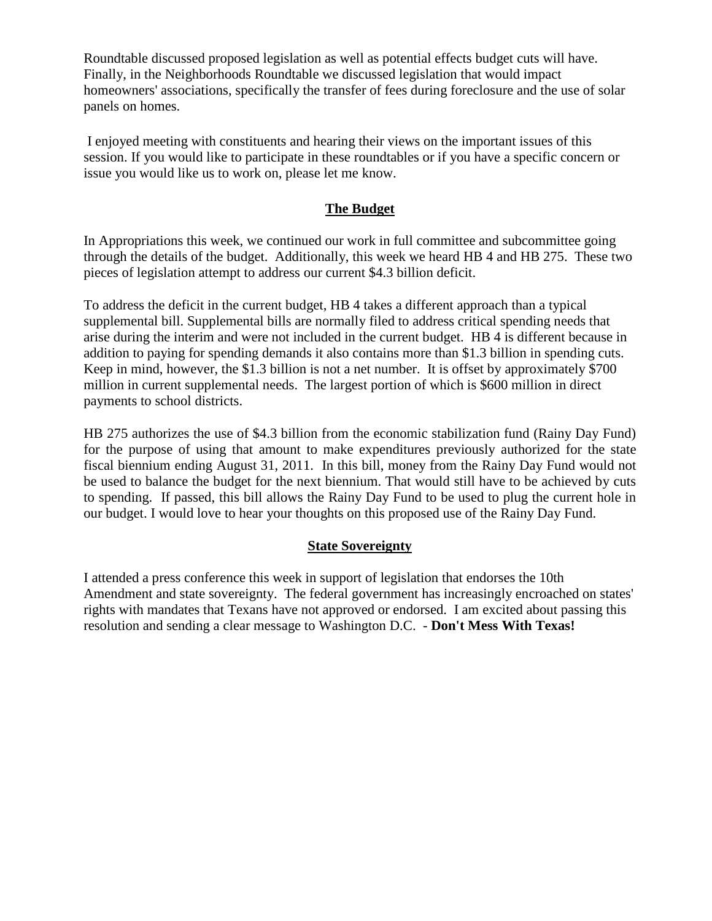Roundtable discussed proposed legislation as well as potential effects budget cuts will have. Finally, in the Neighborhoods Roundtable we discussed legislation that would impact homeowners' associations, specifically the transfer of fees during foreclosure and the use of solar panels on homes.

I enjoyed meeting with constituents and hearing their views on the important issues of this session. If you would like to participate in these roundtables or if you have a specific concern or issue you would like us to work on, please let me know.

## The Budget

In Appropriations this week, we continued our work in full committee and subcommittee going through the details of the budget. Additionally, this week we heard HB 4 and HB 275. These two pieces of legislation attempt to address our current $4.3 billion deficit.

To address the deficit in the current budget, HB 4 takes a different approach than a typical supplemental bill. Supplemental bills are normally filed to address critical spending needs that arise during the interim and were not included in the current budget. HB 4 is different because in addition to paying for spending demands it also contains more than $1.3 billion in spending cuts. Keep in mind, however, the $1.3 billion is not a net number. It is offset by approximately $700 million in current supplemental needs. The largest portion of which is $600 million in direct payments to school districts.

HB 275 authorizes the use of $4.3 billion from the economic stabilization fund (Rainy Day Fund) for the purpose of using that amount to make expenditures previously authorized for the state fiscal biennium ending August 31, 2011. In this bill, money from the Rainy Day Fund would not be used to balance the budget for the next biennium. That would still have to be achieved by cuts to spending. If passed, this bill allows the Rainy Day Fund to be used to plug the current hole in our budget. I would love to hear your thoughts on this proposed use of the Rainy Day Fund.

## State Sovereignty

I attended a press conference this week in support of legislation that endorses the 10th Amendment and state sovereignty. The federal government has increasingly encroached on states' rights with mandates that Texans have not approved or endorsed. I am excited about passing this resolution and sending a clear message to Washington D.C. - **Don't Mess With Texas!**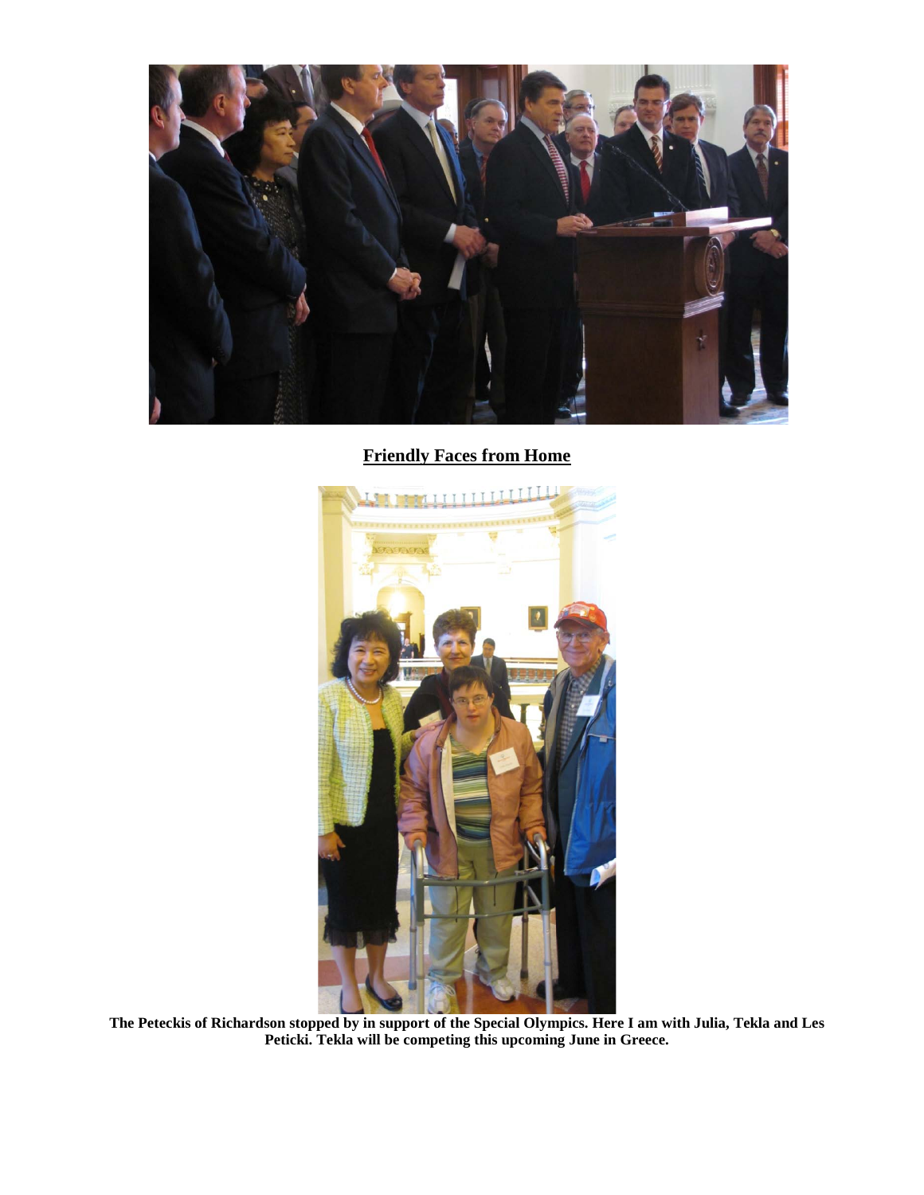## Friendly Faces from Home

**The Peteckis of Richardson stopped by in support of the Special Olympics. Here I am with Julia, Tekla and Les Peticki. Tekla will be competing this upcoming June in Greece.**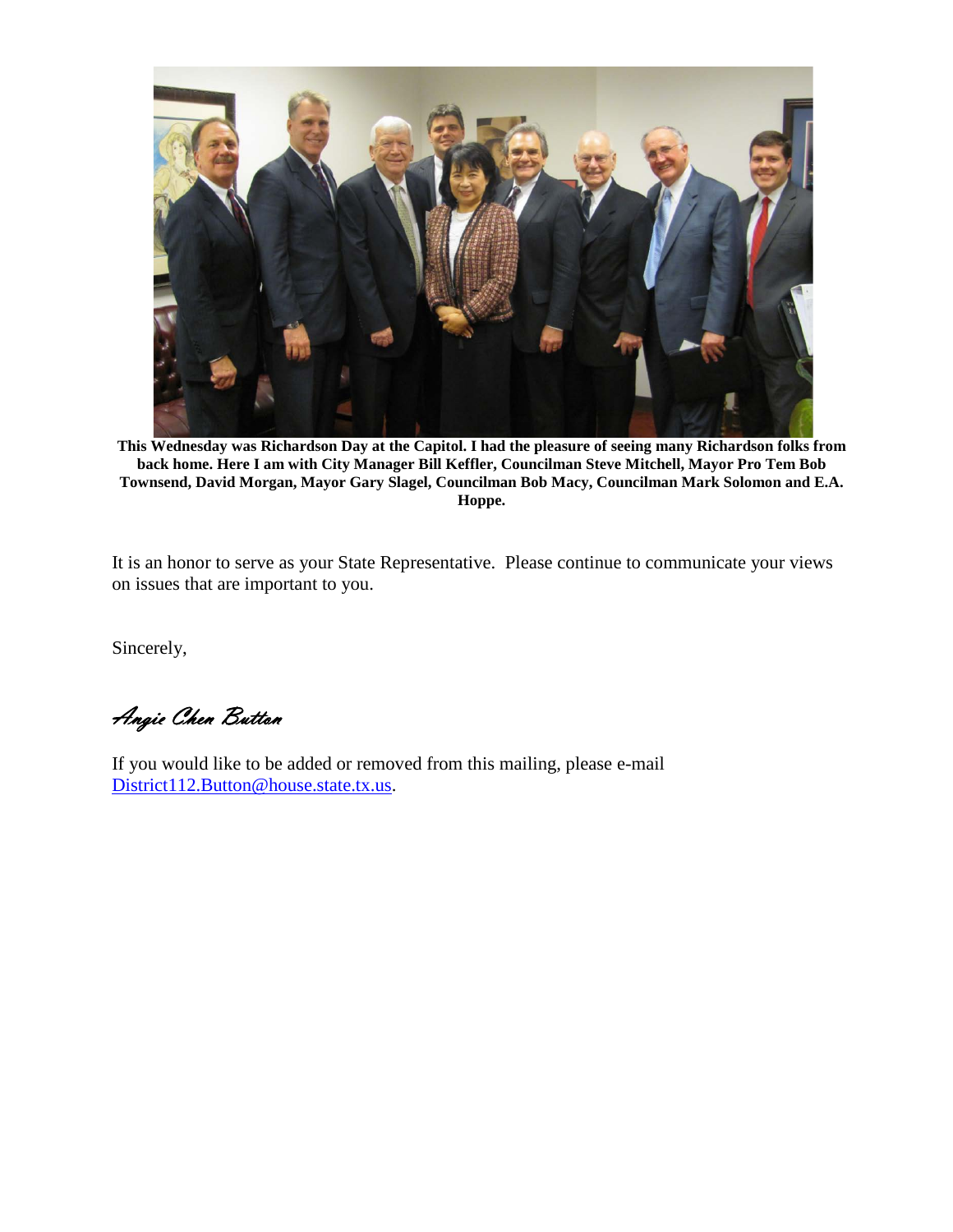**This Wednesday was Richardson Day at the Capitol. I had the pleasure of seeing many Richardson folks from back home. Here I am with City Manager Bill Keffler, Councilman Steve Mitchell, Mayor Pro Tem Bob Townsend, David Morgan, Mayor Gary Slagel, Councilman Bob Macy, Councilman Mark Solomon and E.A. Hoppe.**

It is an honor to serve as your State Representative. Please continue to communicate your views on issues that are important to you.

Sincerely,

*Angie Chen Button*

If you would like to be added or removed from this mailing, please e-mail District112.Button@house.state.tx.us.